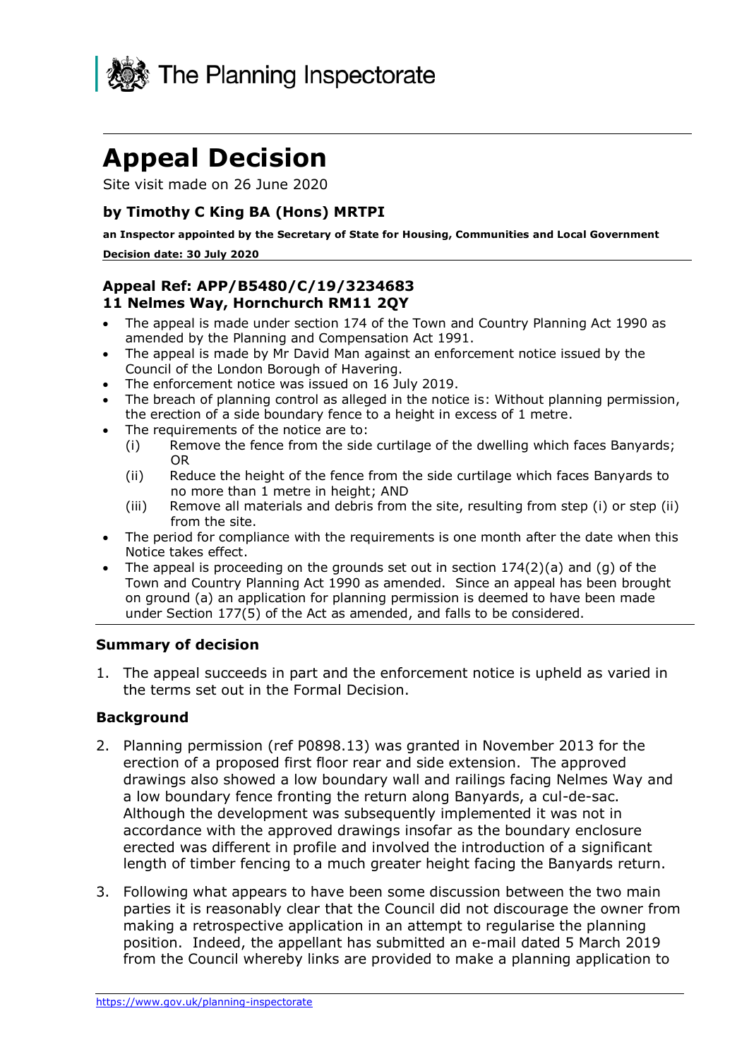The Planning Inspectorate

# Appeal Decision

Site visit made on 26 June 2020

### by Timothy C King BA (Hons) MRTPI

**an Inspector appointed by the Secretary of State for Housing, Communities and Local Government**

**Decision date: 30 July 2020**

### Appeal Ref: APP/B5480/C/19/3234683
### 11 Nelmes Way, Hornchurch RM11 2QY

- The appeal is made under section 174 of the Town and Country Planning Act 1990 as amended by the Planning and Compensation Act 1991.
- The appeal is made by Mr David Man against an enforcement notice issued by the Council of the London Borough of Havering.
- The enforcement notice was issued on 16 July 2019.
- The breach of planning control as alleged in the notice is: Without planning permission, the erection of a side boundary fence to a height in excess of 1 metre.
- The requirements of the notice are to:
  - (i) Remove the fence from the side curtilage of the dwelling which faces Banyards; OR
  - (ii) Reduce the height of the fence from the side curtilage which faces Banyards to no more than 1 metre in height; AND
  - (iii) Remove all materials and debris from the site, resulting from step (i) or step (ii) from the site.
- The period for compliance with the requirements is one month after the date when this Notice takes effect.
- The appeal is proceeding on the grounds set out in section 174(2)(a) and (g) of the Town and Country Planning Act 1990 as amended. Since an appeal has been brought on ground (a) an application for planning permission is deemed to have been made under Section 177(5) of the Act as amended, and falls to be considered.

### Summary of decision

1. The appeal succeeds in part and the enforcement notice is upheld as varied in the terms set out in the Formal Decision.

### Background

2. Planning permission (ref P0898.13) was granted in November 2013 for the erection of a proposed first floor rear and side extension. The approved drawings also showed a low boundary wall and railings facing Nelmes Way and a low boundary fence fronting the return along Banyards, a cul-de-sac. Although the development was subsequently implemented it was not in accordance with the approved drawings insofar as the boundary enclosure erected was different in profile and involved the introduction of a significant length of timber fencing to a much greater height facing the Banyards return.

3. Following what appears to have been some discussion between the two main parties it is reasonably clear that the Council did not discourage the owner from making a retrospective application in an attempt to regularise the planning position. Indeed, the appellant has submitted an e-mail dated 5 March 2019 from the Council whereby links are provided to make a planning application to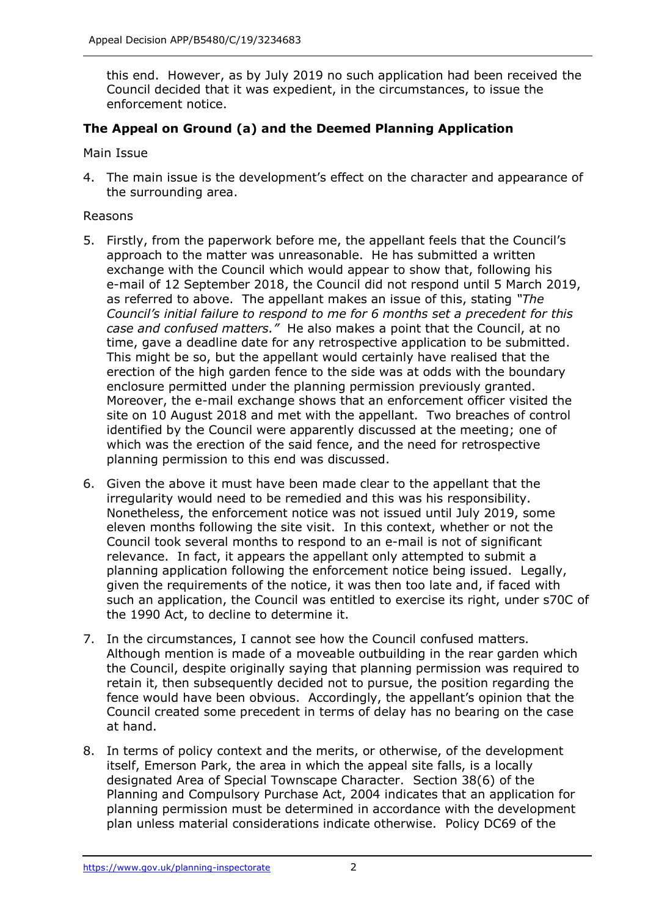this end. However, as by July 2019 no such application had been received the Council decided that it was expedient, in the circumstances, to issue the enforcement notice.

## The Appeal on Ground (a) and the Deemed Planning Application

Main Issue

4. The main issue is the development's effect on the character and appearance of the surrounding area.

Reasons

5. Firstly, from the paperwork before me, the appellant feels that the Council's approach to the matter was unreasonable. He has submitted a written exchange with the Council which would appear to show that, following his e-mail of 12 September 2018, the Council did not respond until 5 March 2019, as referred to above. The appellant makes an issue of this, stating *"The Council's initial failure to respond to me for 6 months set a precedent for this case and confused matters."* He also makes a point that the Council, at no time, gave a deadline date for any retrospective application to be submitted. This might be so, but the appellant would certainly have realised that the erection of the high garden fence to the side was at odds with the boundary enclosure permitted under the planning permission previously granted. Moreover, the e-mail exchange shows that an enforcement officer visited the site on 10 August 2018 and met with the appellant. Two breaches of control identified by the Council were apparently discussed at the meeting; one of which was the erection of the said fence, and the need for retrospective planning permission to this end was discussed.

6. Given the above it must have been made clear to the appellant that the irregularity would need to be remedied and this was his responsibility. Nonetheless, the enforcement notice was not issued until July 2019, some eleven months following the site visit. In this context, whether or not the Council took several months to respond to an e-mail is not of significant relevance. In fact, it appears the appellant only attempted to submit a planning application following the enforcement notice being issued. Legally, given the requirements of the notice, it was then too late and, if faced with such an application, the Council was entitled to exercise its right, under s70C of the 1990 Act, to decline to determine it.

7. In the circumstances, I cannot see how the Council confused matters. Although mention is made of a moveable outbuilding in the rear garden which the Council, despite originally saying that planning permission was required to retain it, then subsequently decided not to pursue, the position regarding the fence would have been obvious. Accordingly, the appellant's opinion that the Council created some precedent in terms of delay has no bearing on the case at hand.

8. In terms of policy context and the merits, or otherwise, of the development itself, Emerson Park, the area in which the appeal site falls, is a locally designated Area of Special Townscape Character. Section 38(6) of the Planning and Compulsory Purchase Act, 2004 indicates that an application for planning permission must be determined in accordance with the development plan unless material considerations indicate otherwise. Policy DC69 of the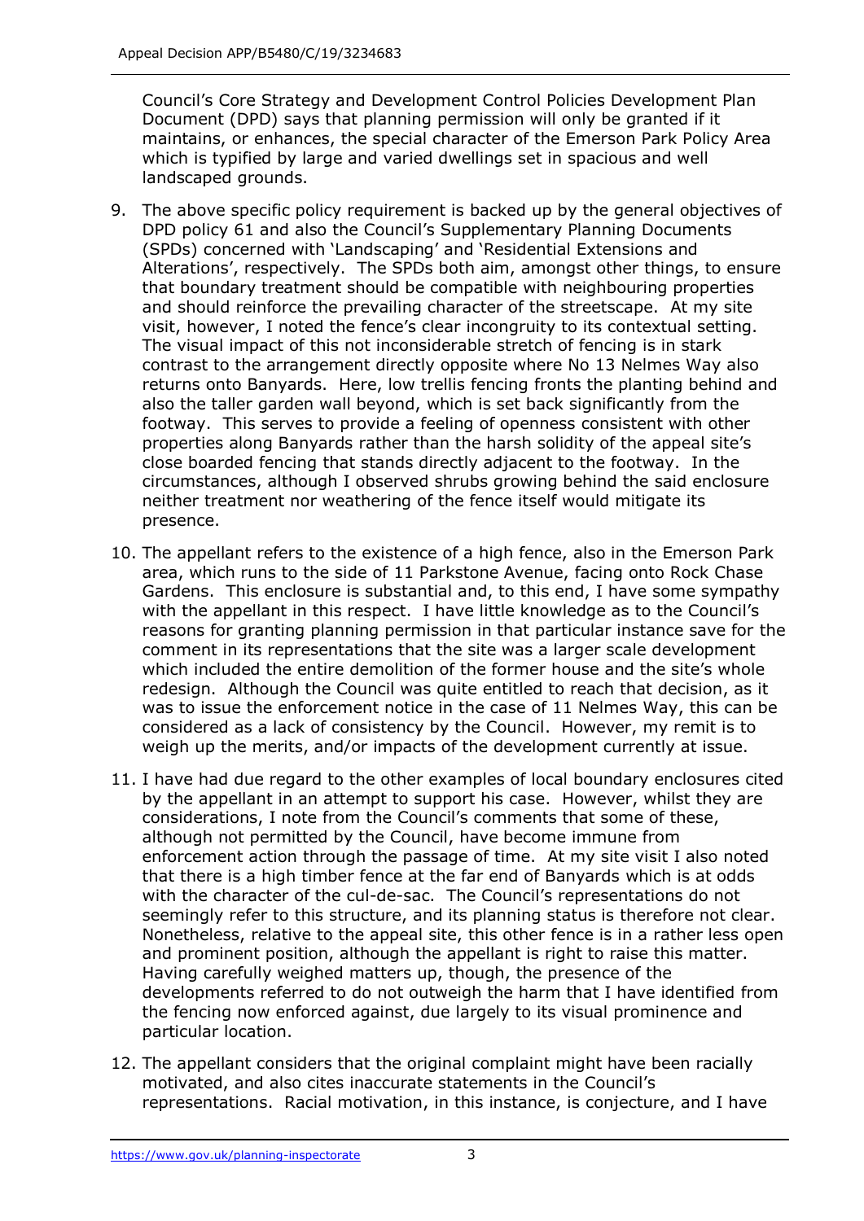Council's Core Strategy and Development Control Policies Development Plan Document (DPD) says that planning permission will only be granted if it maintains, or enhances, the special character of the Emerson Park Policy Area which is typified by large and varied dwellings set in spacious and well landscaped grounds.

9. The above specific policy requirement is backed up by the general objectives of DPD policy 61 and also the Council's Supplementary Planning Documents (SPDs) concerned with 'Landscaping' and 'Residential Extensions and Alterations', respectively. The SPDs both aim, amongst other things, to ensure that boundary treatment should be compatible with neighbouring properties and should reinforce the prevailing character of the streetscape. At my site visit, however, I noted the fence's clear incongruity to its contextual setting. The visual impact of this not inconsiderable stretch of fencing is in stark contrast to the arrangement directly opposite where No 13 Nelmes Way also returns onto Banyards. Here, low trellis fencing fronts the planting behind and also the taller garden wall beyond, which is set back significantly from the footway. This serves to provide a feeling of openness consistent with other properties along Banyards rather than the harsh solidity of the appeal site's close boarded fencing that stands directly adjacent to the footway. In the circumstances, although I observed shrubs growing behind the said enclosure neither treatment nor weathering of the fence itself would mitigate its presence.

10. The appellant refers to the existence of a high fence, also in the Emerson Park area, which runs to the side of 11 Parkstone Avenue, facing onto Rock Chase Gardens. This enclosure is substantial and, to this end, I have some sympathy with the appellant in this respect. I have little knowledge as to the Council's reasons for granting planning permission in that particular instance save for the comment in its representations that the site was a larger scale development which included the entire demolition of the former house and the site's whole redesign. Although the Council was quite entitled to reach that decision, as it was to issue the enforcement notice in the case of 11 Nelmes Way, this can be considered as a lack of consistency by the Council. However, my remit is to weigh up the merits, and/or impacts of the development currently at issue.

11. I have had due regard to the other examples of local boundary enclosures cited by the appellant in an attempt to support his case. However, whilst they are considerations, I note from the Council's comments that some of these, although not permitted by the Council, have become immune from enforcement action through the passage of time. At my site visit I also noted that there is a high timber fence at the far end of Banyards which is at odds with the character of the cul-de-sac. The Council's representations do not seemingly refer to this structure, and its planning status is therefore not clear. Nonetheless, relative to the appeal site, this other fence is in a rather less open and prominent position, although the appellant is right to raise this matter. Having carefully weighed matters up, though, the presence of the developments referred to do not outweigh the harm that I have identified from the fencing now enforced against, due largely to its visual prominence and particular location.

12. The appellant considers that the original complaint might have been racially motivated, and also cites inaccurate statements in the Council's representations. Racial motivation, in this instance, is conjecture, and I have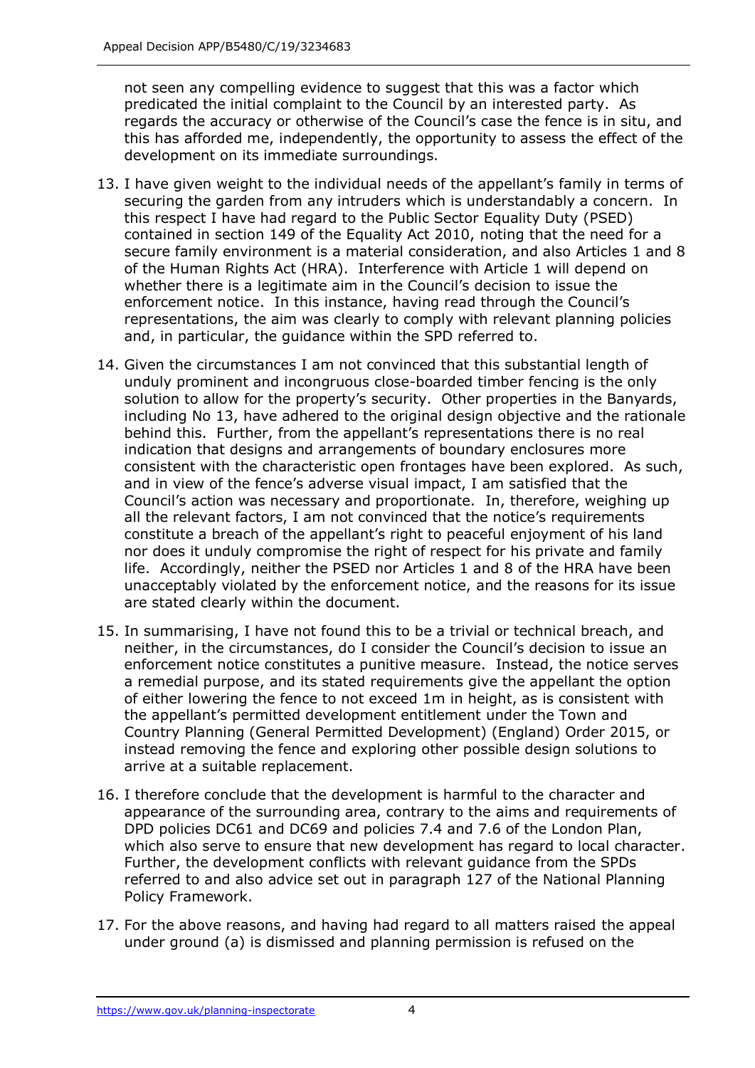not seen any compelling evidence to suggest that this was a factor which predicated the initial complaint to the Council by an interested party. As regards the accuracy or otherwise of the Council's case the fence is in situ, and this has afforded me, independently, the opportunity to assess the effect of the development on its immediate surroundings.

13. I have given weight to the individual needs of the appellant's family in terms of securing the garden from any intruders which is understandably a concern. In this respect I have had regard to the Public Sector Equality Duty (PSED) contained in section 149 of the Equality Act 2010, noting that the need for a secure family environment is a material consideration, and also Articles 1 and 8 of the Human Rights Act (HRA). Interference with Article 1 will depend on whether there is a legitimate aim in the Council's decision to issue the enforcement notice. In this instance, having read through the Council's representations, the aim was clearly to comply with relevant planning policies and, in particular, the guidance within the SPD referred to.

14. Given the circumstances I am not convinced that this substantial length of unduly prominent and incongruous close-boarded timber fencing is the only solution to allow for the property's security. Other properties in the Banyards, including No 13, have adhered to the original design objective and the rationale behind this. Further, from the appellant's representations there is no real indication that designs and arrangements of boundary enclosures more consistent with the characteristic open frontages have been explored. As such, and in view of the fence's adverse visual impact, I am satisfied that the Council's action was necessary and proportionate. In, therefore, weighing up all the relevant factors, I am not convinced that the notice's requirements constitute a breach of the appellant's right to peaceful enjoyment of his land nor does it unduly compromise the right of respect for his private and family life. Accordingly, neither the PSED nor Articles 1 and 8 of the HRA have been unacceptably violated by the enforcement notice, and the reasons for its issue are stated clearly within the document.

15. In summarising, I have not found this to be a trivial or technical breach, and neither, in the circumstances, do I consider the Council's decision to issue an enforcement notice constitutes a punitive measure. Instead, the notice serves a remedial purpose, and its stated requirements give the appellant the option of either lowering the fence to not exceed 1m in height, as is consistent with the appellant's permitted development entitlement under the Town and Country Planning (General Permitted Development) (England) Order 2015, or instead removing the fence and exploring other possible design solutions to arrive at a suitable replacement.

16. I therefore conclude that the development is harmful to the character and appearance of the surrounding area, contrary to the aims and requirements of DPD policies DC61 and DC69 and policies 7.4 and 7.6 of the London Plan, which also serve to ensure that new development has regard to local character. Further, the development conflicts with relevant guidance from the SPDs referred to and also advice set out in paragraph 127 of the National Planning Policy Framework.

17. For the above reasons, and having had regard to all matters raised the appeal under ground (a) is dismissed and planning permission is refused on the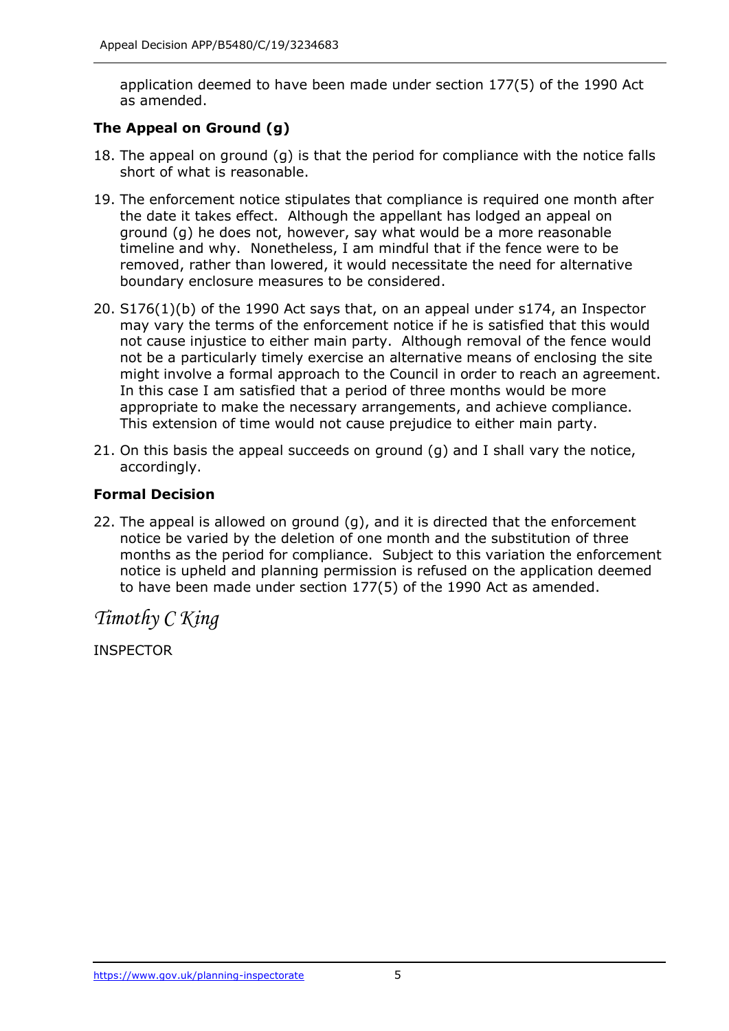application deemed to have been made under section 177(5) of the 1990 Act as amended.

### The Appeal on Ground (g)

18. The appeal on ground (g) is that the period for compliance with the notice falls short of what is reasonable.

19. The enforcement notice stipulates that compliance is required one month after the date it takes effect. Although the appellant has lodged an appeal on ground (g) he does not, however, say what would be a more reasonable timeline and why. Nonetheless, I am mindful that if the fence were to be removed, rather than lowered, it would necessitate the need for alternative boundary enclosure measures to be considered.

20. S176(1)(b) of the 1990 Act says that, on an appeal under s174, an Inspector may vary the terms of the enforcement notice if he is satisfied that this would not cause injustice to either main party. Although removal of the fence would not be a particularly timely exercise an alternative means of enclosing the site might involve a formal approach to the Council in order to reach an agreement. In this case I am satisfied that a period of three months would be more appropriate to make the necessary arrangements, and achieve compliance. This extension of time would not cause prejudice to either main party.

21. On this basis the appeal succeeds on ground (g) and I shall vary the notice, accordingly.

### Formal Decision

22. The appeal is allowed on ground (g), and it is directed that the enforcement notice be varied by the deletion of one month and the substitution of three months as the period for compliance. Subject to this variation the enforcement notice is upheld and planning permission is refused on the application deemed to have been made under section 177(5) of the 1990 Act as amended.

*Timothy C King*

INSPECTOR